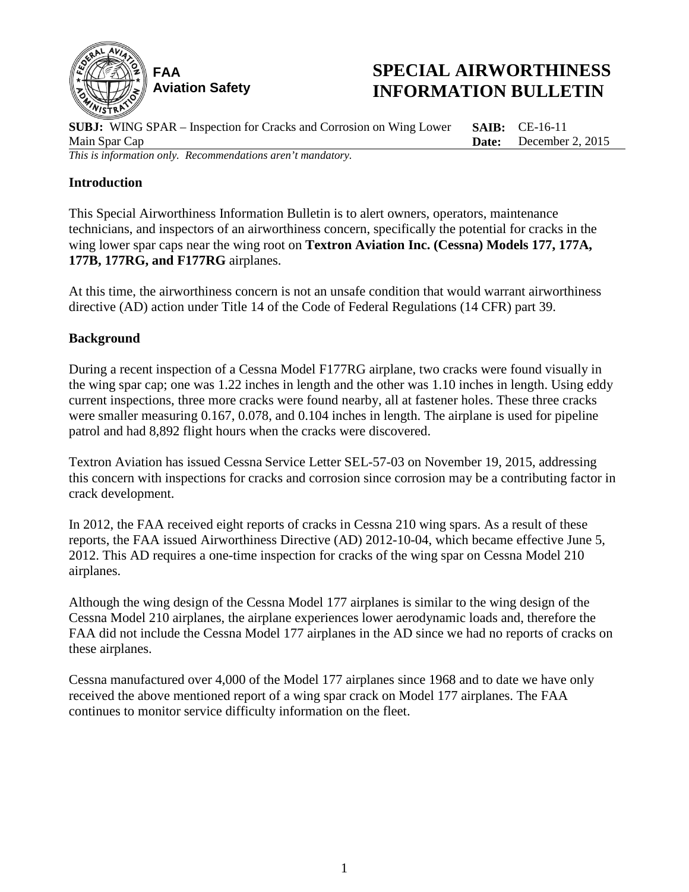**FAA**
**Aviation Safety**

# SPECIAL AIRWORTHINESS INFORMATION BULLETIN

**SUBJ:** WING SPAR – Inspection for Cracks and Corrosion on Wing Lower Main Spar Cap

**SAIB:** CE-16-11
**Date:** December 2, 2015

*This is information only. Recommendations aren't mandatory.*

## Introduction

This Special Airworthiness Information Bulletin is to alert owners, operators, maintenance technicians, and inspectors of an airworthiness concern, specifically the potential for cracks in the wing lower spar caps near the wing root on **Textron Aviation Inc. (Cessna) Models 177, 177A, 177B, 177RG, and F177RG** airplanes.

At this time, the airworthiness concern is not an unsafe condition that would warrant airworthiness directive (AD) action under Title 14 of the Code of Federal Regulations (14 CFR) part 39.

## Background

During a recent inspection of a Cessna Model F177RG airplane, two cracks were found visually in the wing spar cap; one was 1.22 inches in length and the other was 1.10 inches in length. Using eddy current inspections, three more cracks were found nearby, all at fastener holes. These three cracks were smaller measuring 0.167, 0.078, and 0.104 inches in length. The airplane is used for pipeline patrol and had 8,892 flight hours when the cracks were discovered.

Textron Aviation has issued Cessna Service Letter SEL-57-03 on November 19, 2015, addressing this concern with inspections for cracks and corrosion since corrosion may be a contributing factor in crack development.

In 2012, the FAA received eight reports of cracks in Cessna 210 wing spars. As a result of these reports, the FAA issued Airworthiness Directive (AD) 2012-10-04, which became effective June 5, 2012. This AD requires a one-time inspection for cracks of the wing spar on Cessna Model 210 airplanes.

Although the wing design of the Cessna Model 177 airplanes is similar to the wing design of the Cessna Model 210 airplanes, the airplane experiences lower aerodynamic loads and, therefore the FAA did not include the Cessna Model 177 airplanes in the AD since we had no reports of cracks on these airplanes.

Cessna manufactured over 4,000 of the Model 177 airplanes since 1968 and to date we have only received the above mentioned report of a wing spar crack on Model 177 airplanes. The FAA continues to monitor service difficulty information on the fleet.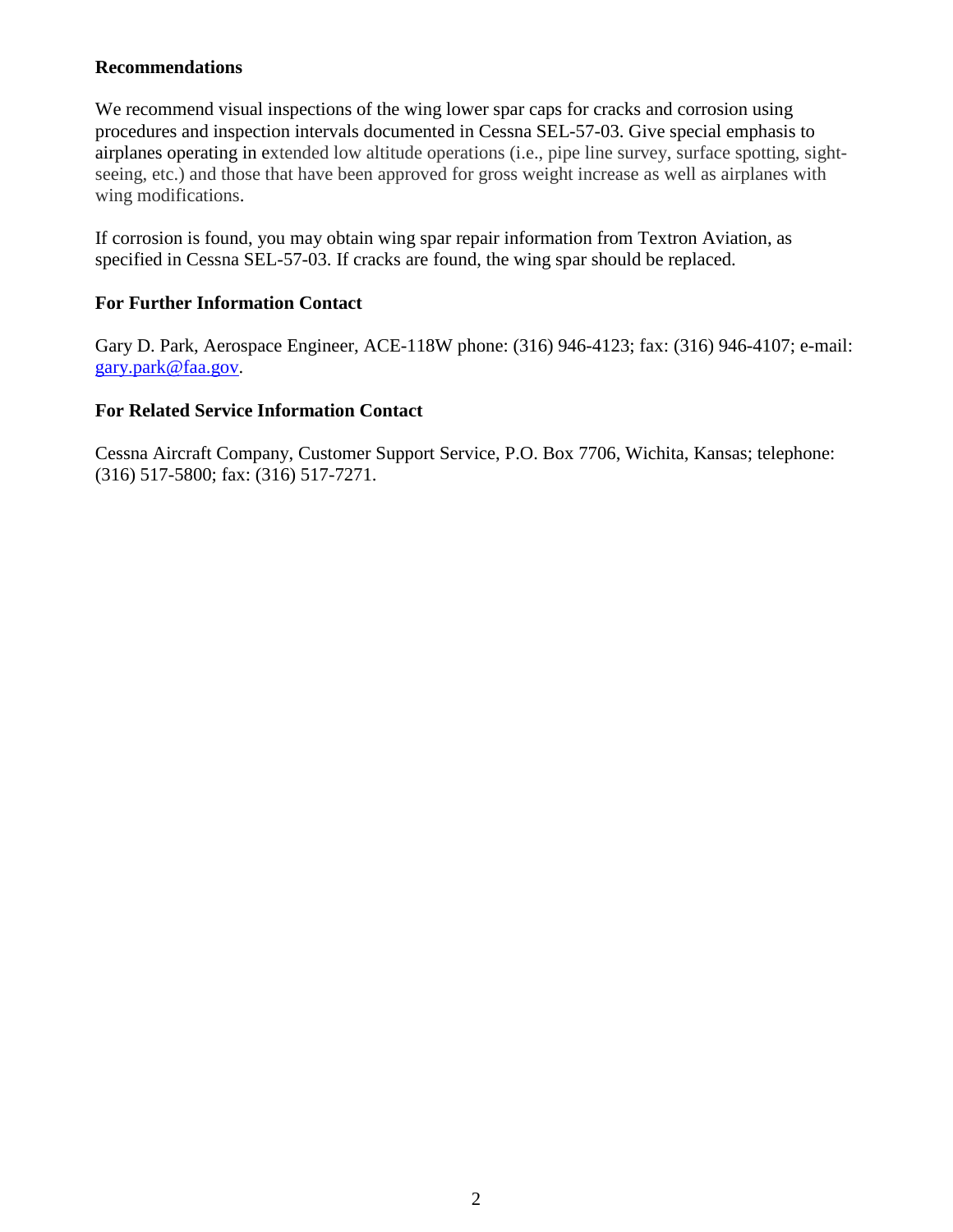## Recommendations

We recommend visual inspections of the wing lower spar caps for cracks and corrosion using procedures and inspection intervals documented in Cessna SEL-57-03. Give special emphasis to airplanes operating in extended low altitude operations (i.e., pipe line survey, surface spotting, sight-seeing, etc.) and those that have been approved for gross weight increase as well as airplanes with wing modifications.

If corrosion is found, you may obtain wing spar repair information from Textron Aviation, as specified in Cessna SEL-57-03. If cracks are found, the wing spar should be replaced.

## For Further Information Contact

Gary D. Park, Aerospace Engineer, ACE-118W phone: (316) 946-4123; fax: (316) 946-4107; e-mail: gary.park@faa.gov.

## For Related Service Information Contact

Cessna Aircraft Company, Customer Support Service, P.O. Box 7706, Wichita, Kansas; telephone: (316) 517-5800; fax: (316) 517-7271.